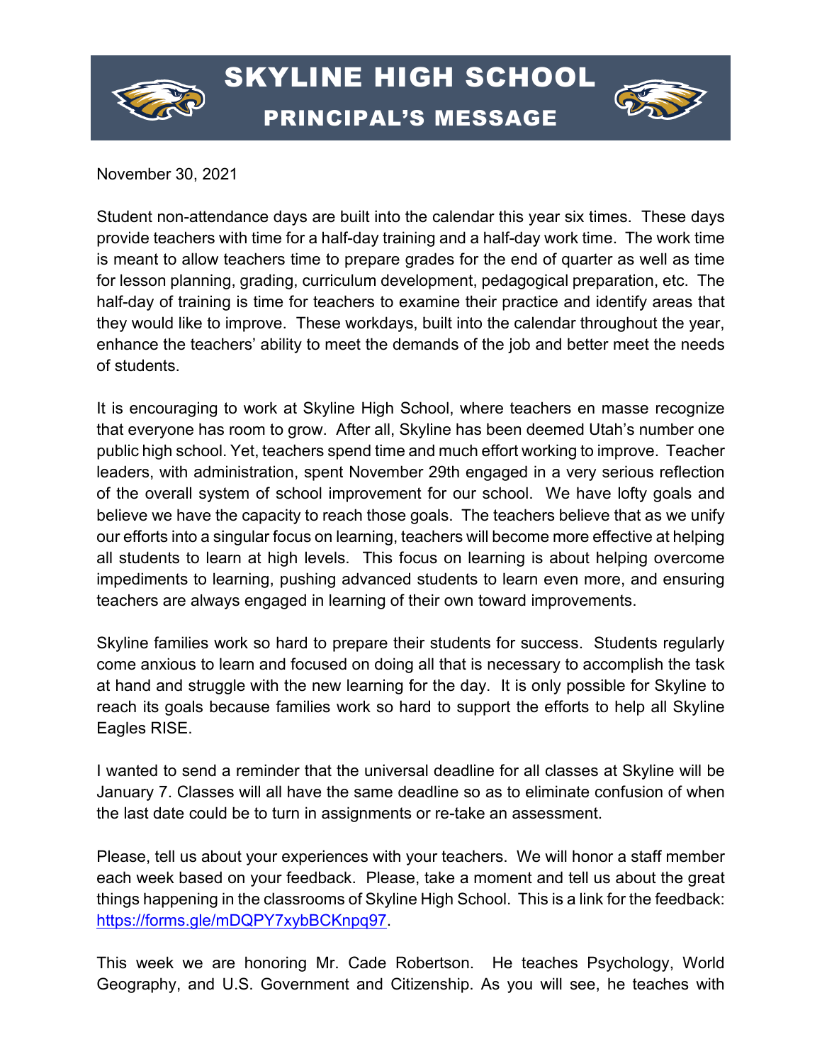# SKYLINE HIGH SCHOOL

## PRINCIPAL'S MESSAGE

November 30, 2021

Student non-attendance days are built into the calendar this year six times. These days provide teachers with time for a half-day training and a half-day work time. The work time is meant to allow teachers time to prepare grades for the end of quarter as well as time for lesson planning, grading, curriculum development, pedagogical preparation, etc. The half-day of training is time for teachers to examine their practice and identify areas that they would like to improve. These workdays, built into the calendar throughout the year, enhance the teachers' ability to meet the demands of the job and better meet the needs of students.

It is encouraging to work at Skyline High School, where teachers en masse recognize that everyone has room to grow. After all, Skyline has been deemed Utah's number one public high school. Yet, teachers spend time and much effort working to improve. Teacher leaders, with administration, spent November 29th engaged in a very serious reflection of the overall system of school improvement for our school. We have lofty goals and believe we have the capacity to reach those goals. The teachers believe that as we unify our efforts into a singular focus on learning, teachers will become more effective at helping all students to learn at high levels. This focus on learning is about helping overcome impediments to learning, pushing advanced students to learn even more, and ensuring teachers are always engaged in learning of their own toward improvements.

Skyline families work so hard to prepare their students for success. Students regularly come anxious to learn and focused on doing all that is necessary to accomplish the task at hand and struggle with the new learning for the day. It is only possible for Skyline to reach its goals because families work so hard to support the efforts to help all Skyline Eagles RISE.

I wanted to send a reminder that the universal deadline for all classes at Skyline will be January 7. Classes will all have the same deadline so as to eliminate confusion of when the last date could be to turn in assignments or re-take an assessment.

Please, tell us about your experiences with your teachers. We will honor a staff member each week based on your feedback. Please, take a moment and tell us about the great things happening in the classrooms of Skyline High School. This is a link for the feedback: [https://forms.gle/mDQPY7xybBCKnpq97](https://forms.gle/mDQPY7xybBCKnpq97).

This week we are honoring Mr. Cade Robertson. He teaches Psychology, World Geography, and U.S. Government and Citizenship. As you will see, he teaches with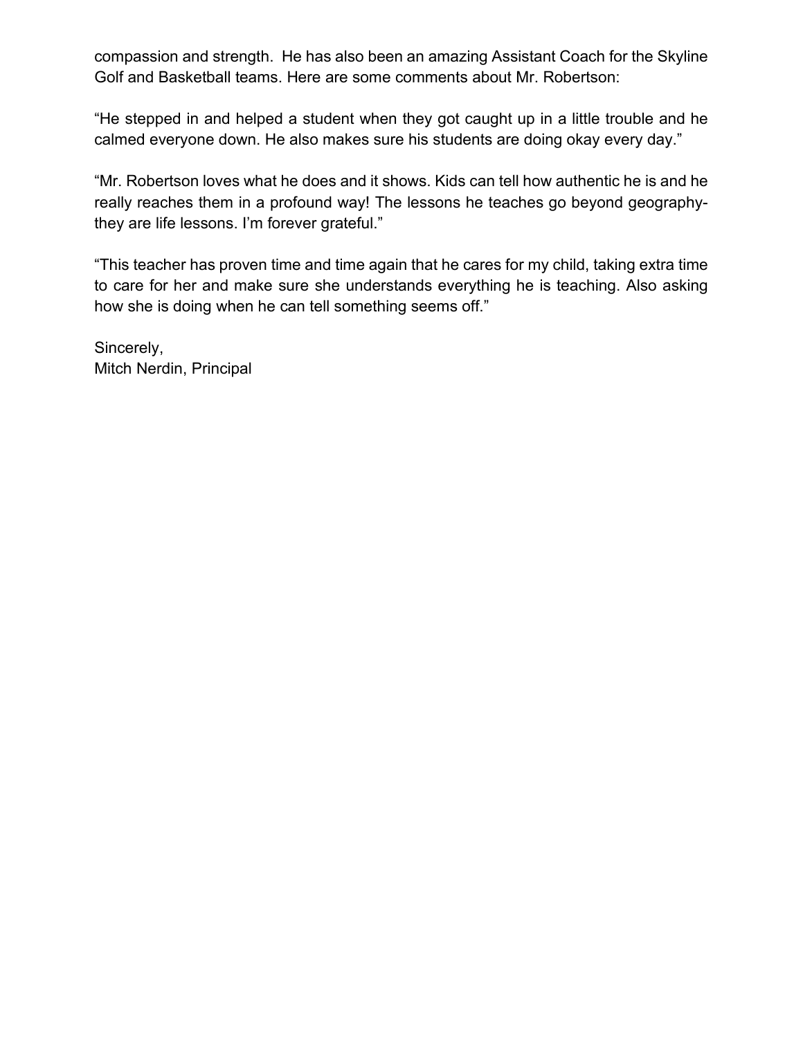compassion and strength. He has also been an amazing Assistant Coach for the Skyline Golf and Basketball teams. Here are some comments about Mr. Robertson:

“He stepped in and helped a student when they got caught up in a little trouble and he calmed everyone down. He also makes sure his students are doing okay every day.”

“Mr. Robertson loves what he does and it shows. Kids can tell how authentic he is and he really reaches them in a profound way! The lessons he teaches go beyond geography- they are life lessons. I’m forever grateful.”

“This teacher has proven time and time again that he cares for my child, taking extra time to care for her and make sure she understands everything he is teaching. Also asking how she is doing when he can tell something seems off.”

Sincerely,
Mitch Nerdin, Principal